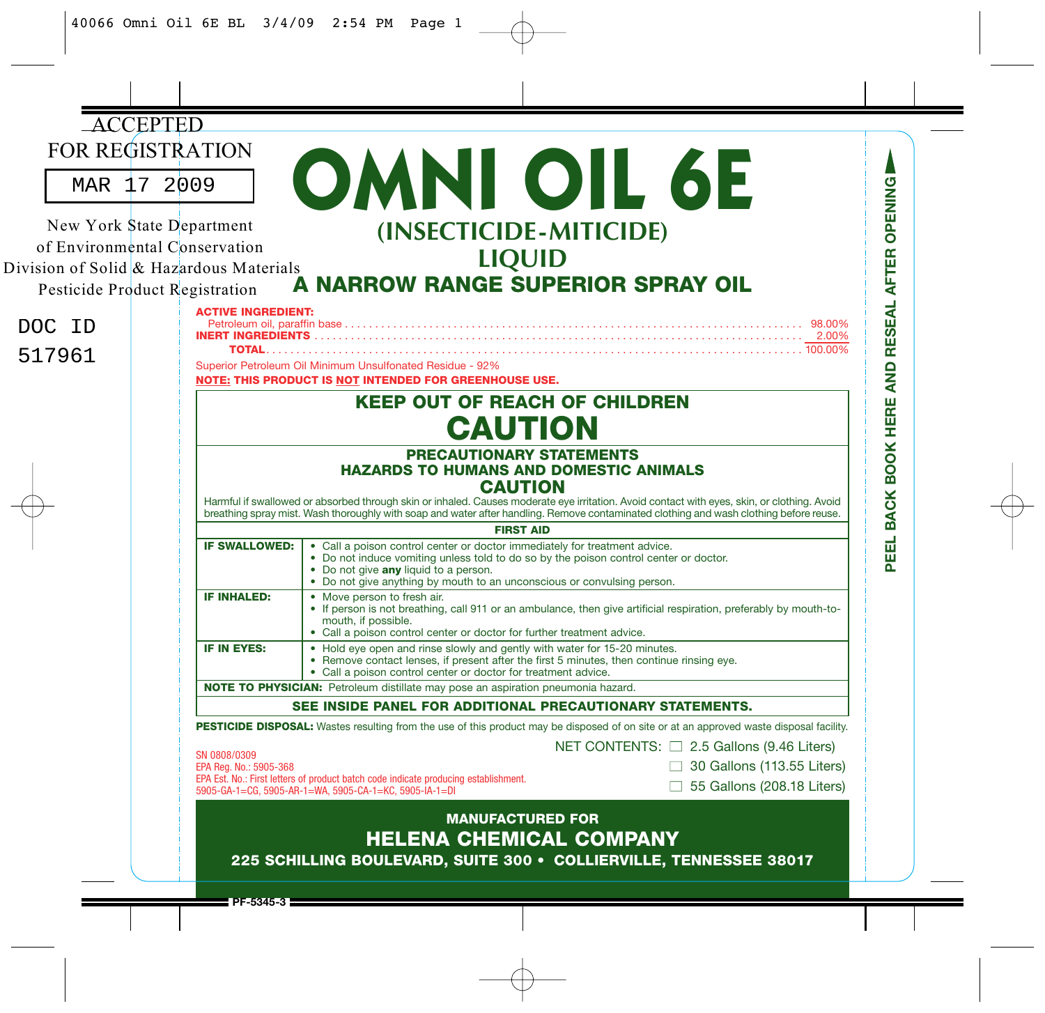ACCEPTED
FOR REGISTRATION

MAR 17 2009

New York State Department
of Environmental Conservation
Division of Solid & Hazardous Materials
Pesticide Product Registration

DOC ID
517961

# OMNI OIL 6E

## (INSECTICIDE-MITICIDE) LIQUID

## A NARROW RANGE SUPERIOR SPRAY OIL

**ACTIVE INGREDIENT:**

| | |
|---|---|
| Petroleum oil, paraffin base | 98.00% |
| **INERT INGREDIENTS** | 2.00% |
| **TOTAL** | 100.00% |

Superior Petroleum Oil Minimum Unsulfonated Residue - 92%

**NOTE: THIS PRODUCT IS NOT INTENDED FOR GREENHOUSE USE.**

## KEEP OUT OF REACH OF CHILDREN

# CAUTION

### PRECAUTIONARY STATEMENTS

### HAZARDS TO HUMANS AND DOMESTIC ANIMALS

### CAUTION

Harmful if swallowed or absorbed through skin or inhaled. Causes moderate eye irritation. Avoid contact with eyes, skin, or clothing. Avoid breathing spray mist. Wash thoroughly with soap and water after handling. Remove contaminated clothing and wash clothing before reuse.

| FIRST AID | |
|---|---|
| **IF SWALLOWED:** | • Call a poison control center or doctor immediately for treatment advice.<br>• Do not induce vomiting unless told to do so by the poison control center or doctor.<br>• Do not give **any** liquid to a person.<br>• Do not give anything by mouth to an unconscious or convulsing person. |
| **IF INHALED:** | • Move person to fresh air.<br>• If person is not breathing, call 911 or an ambulance, then give artificial respiration, preferably by mouth-to-mouth, if possible.<br>• Call a poison control center or doctor for further treatment advice. |
| **IF IN EYES:** | • Hold eye open and rinse slowly and gently with water for 15-20 minutes.<br>• Remove contact lenses, if present after the first 5 minutes, then continue rinsing eye.<br>• Call a poison control center or doctor for treatment advice. |
| **NOTE TO PHYSICIAN:** Petroleum distillate may pose an aspiration pneumonia hazard. | |

**SEE INSIDE PANEL FOR ADDITIONAL PRECAUTIONARY STATEMENTS.**

**PESTICIDE DISPOSAL:** Wastes resulting from the use of this product may be disposed of on site or at an approved waste disposal facility.

NET CONTENTS:
- ☐ 2.5 Gallons (9.46 Liters)
- ☐ 30 Gallons (113.55 Liters)
- ☐ 55 Gallons (208.18 Liters)

SN 0808/0309
EPA Reg. No.: 5905-368
EPA Est. No.: First letters of product batch code indicate producing establishment.
5905-GA-1=CG, 5905-AR-1=WA, 5905-CA-1=KC, 5905-IA-1=DI

**MANUFACTURED FOR**
**HELENA CHEMICAL COMPANY**
**225 SCHILLING BOULEVARD, SUITE 300 • COLLIERVILLE, TENNESSEE 38017**

PEEL BACK BOOK HERE AND RESEAL AFTER OPENING

PF-5345-3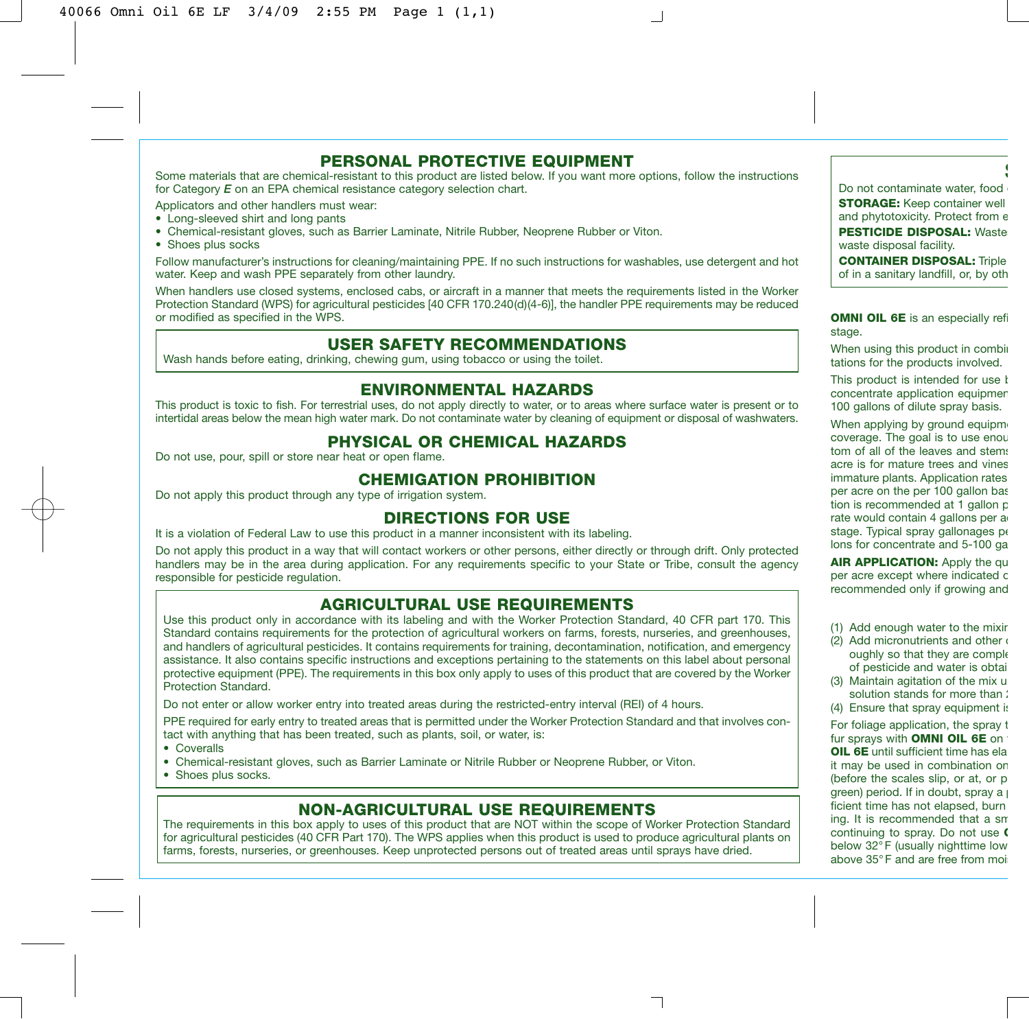## PERSONAL PROTECTIVE EQUIPMENT

Some materials that are chemical-resistant to this product are listed below. If you want more options, follow the instructions for Category ***E*** on an EPA chemical resistance category selection chart.

Applicators and other handlers must wear:

- Long-sleeved shirt and long pants
- Chemical-resistant gloves, such as Barrier Laminate, Nitrile Rubber, Neoprene Rubber or Viton.
- Shoes plus socks

Follow manufacturer's instructions for cleaning/maintaining PPE. If no such instructions for washables, use detergent and hot water. Keep and wash PPE separately from other laundry.

When handlers use closed systems, enclosed cabs, or aircraft in a manner that meets the requirements listed in the Worker Protection Standard (WPS) for agricultural pesticides [40 CFR 170.240(d)(4-6)], the handler PPE requirements may be reduced or modified as specified in the WPS.

## USER SAFETY RECOMMENDATIONS

Wash hands before eating, drinking, chewing gum, using tobacco or using the toilet.

## ENVIRONMENTAL HAZARDS

This product is toxic to fish. For terrestrial uses, do not apply directly to water, or to areas where surface water is present or to intertidal areas below the mean high water mark. Do not contaminate water by cleaning of equipment or disposal of washwaters.

## PHYSICAL OR CHEMICAL HAZARDS

Do not use, pour, spill or store near heat or open flame.

## CHEMIGATION PROHIBITION

Do not apply this product through any type of irrigation system.

## DIRECTIONS FOR USE

It is a violation of Federal Law to use this product in a manner inconsistent with its labeling.

Do not apply this product in a way that will contact workers or other persons, either directly or through drift. Only protected handlers may be in the area during application. For any requirements specific to your State or Tribe, consult the agency responsible for pesticide regulation.

## AGRICULTURAL USE REQUIREMENTS

Use this product only in accordance with its labeling and with the Worker Protection Standard, 40 CFR part 170. This Standard contains requirements for the protection of agricultural workers on farms, forests, nurseries, and greenhouses, and handlers of agricultural pesticides. It contains requirements for training, decontamination, notification, and emergency assistance. It also contains specific instructions and exceptions pertaining to the statements on this label about personal protective equipment (PPE). The requirements in this box only apply to uses of this product that are covered by the Worker Protection Standard.

Do not enter or allow worker entry into treated areas during the restricted-entry interval (REI) of 4 hours.

PPE required for early entry to treated areas that is permitted under the Worker Protection Standard and that involves contact with anything that has been treated, such as plants, soil, or water, is:

- Coveralls
- Chemical-resistant gloves, such as Barrier Laminate or Nitrile Rubber or Neoprene Rubber, or Viton.
- Shoes plus socks.

## NON-AGRICULTURAL USE REQUIREMENTS

The requirements in this box apply to uses of this product that are NOT within the scope of Worker Protection Standard for agricultural pesticides (40 CFR Part 170). The WPS applies when this product is used to produce agricultural plants on farms, forests, nurseries, or greenhouses. Keep unprotected persons out of treated areas until sprays have dried.

S

Do not contaminate water, food

**STORAGE:** Keep container well and phytotoxicity. Protect from e

**PESTICIDE DISPOSAL:** Waste waste disposal facility.

**CONTAINER DISPOSAL:** Triple of in a sanitary landfill, or, by oth

**OMNI OIL 6E** is an especially refi stage.

When using this product in combi tations for the products involved.

This product is intended for use b concentrate application equipmen 100 gallons of dilute spray basis.

When applying by ground equipm coverage. The goal is to use enou tom of all of the leaves and stems acre is for mature trees and vines immature plants. Application rates per acre on the per 100 gallon bas tion is recommended at 1 gallon p rate would contain 4 gallons per a stage. Typical spray gallonages pe lons for concentrate and 5-100 ga

**AIR APPLICATION:** Apply the qu per acre except where indicated c recommended only if growing and

(1) Add enough water to the mixir
(2) Add micronutrients and other oughly so that they are comple of pesticide and water is obtai
(3) Maintain agitation of the mix u solution stands for more than
(4) Ensure that spray equipment is

For foliage application, the spray t fur sprays with **OMNI OIL 6E** on **OIL 6E** until sufficient time has ela it may be used in combination on (before the scales slip, or at, or p green) period. If in doubt, spray a ficient time has not elapsed, burn ing. It is recommended that a sm continuing to spray. Do not use **O** below 32°F (usually nighttime low above 35°F and are free from moi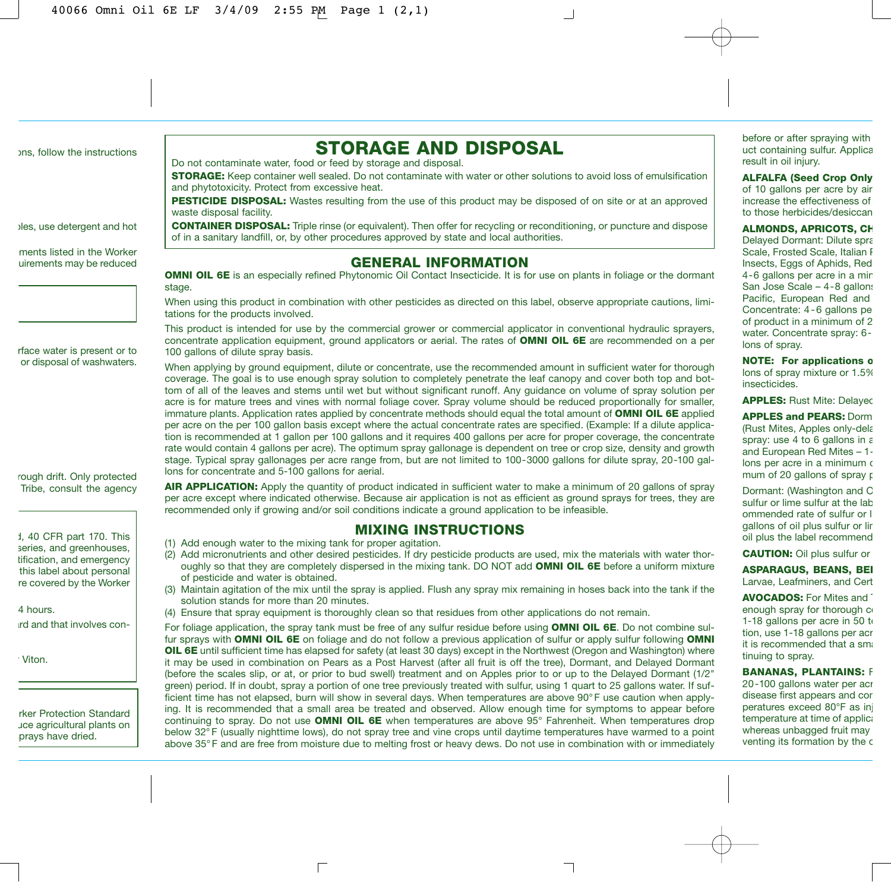# STORAGE AND DISPOSAL

Do not contaminate water, food or feed by storage and disposal.

**STORAGE:** Keep container well sealed. Do not contaminate with water or other solutions to avoid loss of emulsification and phytotoxicity. Protect from excessive heat.

**PESTICIDE DISPOSAL:** Wastes resulting from the use of this product may be disposed of on site or at an approved waste disposal facility.

**CONTAINER DISPOSAL:** Triple rinse (or equivalent). Then offer for recycling or reconditioning, or puncture and dispose of in a sanitary landfill, or, by other procedures approved by state and local authorities.

## GENERAL INFORMATION

**OMNI OIL 6E** is an especially refined Phytonomic Oil Contact Insecticide. It is for use on plants in foliage or the dormant stage.

When using this product in combination with other pesticides as directed on this label, observe appropriate cautions, limitations for the products involved.

This product is intended for use by the commercial grower or commercial applicator in conventional hydraulic sprayers, concentrate application equipment, ground applicators or aerial. The rates of **OMNI OIL 6E** are recommended on a per 100 gallons of dilute spray basis.

When applying by ground equipment, dilute or concentrate, use the recommended amount in sufficient water for thorough coverage. The goal is to use enough spray solution to completely penetrate the leaf canopy and cover both top and bottom of all of the leaves and stems until wet but without significant runoff. Any guidance on volume of spray solution per acre is for mature trees and vines with normal foliage cover. Spray volume should be reduced proportionally for smaller, immature plants. Application rates applied by concentrate methods should equal the total amount of **OMNI OIL 6E** applied per acre on the per 100 gallon basis except where the actual concentrate rates are specified. (Example: If a dilute application is recommended at 1 gallon per 100 gallons and it requires 400 gallons per acre for proper coverage, the concentrate rate would contain 4 gallons per acre). The optimum spray gallonage is dependent on tree or crop size, density and growth stage. Typical spray gallonages per acre range from, but are not limited to 100-3000 gallons for dilute spray, 20-100 gallons for concentrate and 5-100 gallons for aerial.

**AIR APPLICATION:** Apply the quantity of product indicated in sufficient water to make a minimum of 20 gallons of spray per acre except where indicated otherwise. Because air application is not as efficient as ground sprays for trees, they are recommended only if growing and/or soil conditions indicate a ground application to be infeasible.

## MIXING INSTRUCTIONS

(1) Add enough water to the mixing tank for proper agitation.
(2) Add micronutrients and other desired pesticides. If dry pesticide products are used, mix the materials with water thoroughly so that they are completely dispersed in the mixing tank. DO NOT add **OMNI OIL 6E** before a uniform mixture of pesticide and water is obtained.
(3) Maintain agitation of the mix until the spray is applied. Flush any spray mix remaining in hoses back into the tank if the solution stands for more than 20 minutes.
(4) Ensure that spray equipment is thoroughly clean so that residues from other applications do not remain.

For foliage application, the spray tank must be free of any sulfur residue before using **OMNI OIL 6E**. Do not combine sulfur sprays with **OMNI OIL 6E** on foliage and do not follow a previous application of sulfur or apply sulfur following **OMNI OIL 6E** until sufficient time has elapsed for safety (at least 30 days) except in the Northwest (Oregon and Washington) where it may be used in combination on Pears as a Post Harvest (after all fruit is off the tree), Dormant, and Delayed Dormant (before the scales slip, or at, or prior to bud swell) treatment and on Apples prior to or up to the Delayed Dormant (1/2" green) period. If in doubt, spray a portion of one tree previously treated with sulfur, using 1 quart to 25 gallons water. If sufficient time has not elapsed, burn will show in several days. When temperatures are above 90°F use caution when applying. It is recommended that a small area be treated and observed. Allow enough time for symptoms to appear before continuing to spray. Do not use **OMNI OIL 6E** when temperatures are above 95° Fahrenheit. When temperatures drop below 32°F (usually nighttime lows), do not spray tree and vine crops until daytime temperatures have warmed to a point above 35°F and are free from moisture due to melting frost or heavy dews. Do not use in combination with or immediately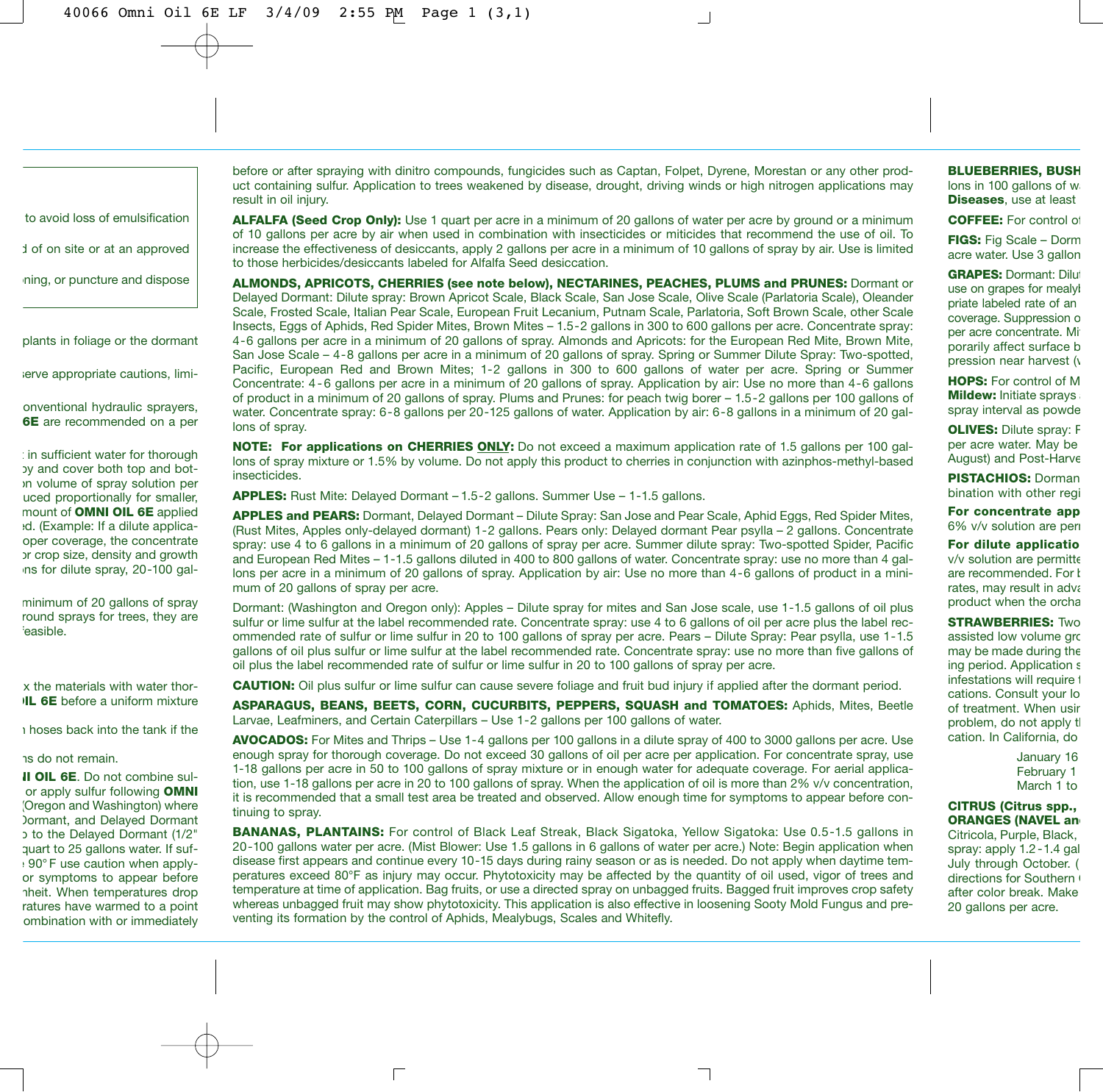to avoid loss of emulsification

d of on site or at an approved

ning, or puncture and dispose

plants in foliage or the dormant

serve appropriate cautions, limi-

onventional hydraulic sprayers, **6E** are recommended on a per

in sufficient water for thorough by and cover both top and bot- on volume of spray solution per uced proportionally for smaller, mount of **OMNI OIL 6E** applied ed. (Example: If a dilute applica- oper coverage, the concentrate or crop size, density and growth ns for dilute spray, 20-100 gal-

minimum of 20 gallons of spray round sprays for trees, they are easible.

x the materials with water thor- **IL 6E** before a uniform mixture

hoses back into the tank if the

ns do not remain.

**I OIL 6E**. Do not combine sul- or apply sulfur following **OMNI** (Oregon and Washington) where Dormant, and Delayed Dormant to the Delayed Dormant (1/2" quart to 25 gallons water. If suf- 90°F use caution when apply- or symptoms to appear before nheit. When temperatures drop ratures have warmed to a point ombination with or immediately

before or after spraying with dinitro compounds, fungicides such as Captan, Folpet, Dyrene, Morestan or any other product containing sulfur. Application to trees weakened by disease, drought, driving winds or high nitrogen applications may result in oil injury.

**ALFALFA (Seed Crop Only):** Use 1 quart per acre in a minimum of 20 gallons of water per acre by ground or a minimum of 10 gallons per acre by air when used in combination with insecticides or miticides that recommend the use of oil. To increase the effectiveness of desiccants, apply 2 gallons per acre in a minimum of 10 gallons of spray by air. Use is limited to those herbicides/desiccants labeled for Alfalfa Seed desiccation.

**ALMONDS, APRICOTS, CHERRIES (see note below), NECTARINES, PEACHES, PLUMS and PRUNES:** Dormant or Delayed Dormant: Dilute spray: Brown Apricot Scale, Black Scale, San Jose Scale, Olive Scale (Parlatoria Scale), Oleander Scale, Frosted Scale, Italian Pear Scale, European Fruit Lecanium, Putnam Scale, Parlatoria, Soft Brown Scale, other Scale Insects, Eggs of Aphids, Red Spider Mites, Brown Mites – 1.5-2 gallons in 300 to 600 gallons per acre. Concentrate spray: 4-6 gallons per acre in a minimum of 20 gallons of spray. Almonds and Apricots: for the European Red Mite, Brown Mite, San Jose Scale – 4-8 gallons per acre in a minimum of 20 gallons of spray. Spring or Summer Dilute Spray: Two-spotted, Pacific, European Red and Brown Mites; 1-2 gallons in 300 to 600 gallons of water per acre. Spring or Summer Concentrate: 4-6 gallons per acre in a minimum of 20 gallons of spray. Application by air: Use no more than 4-6 gallons of product in a minimum of 20 gallons of spray. Plums and Prunes: for peach twig borer – 1.5-2 gallons per 100 gallons of water. Concentrate spray: 6-8 gallons per 20-125 gallons of water. Application by air: 6-8 gallons in a minimum of 20 gallons of spray.

**NOTE: For applications on CHERRIES ONLY:** Do not exceed a maximum application rate of 1.5 gallons per 100 gallons of spray mixture or 1.5% by volume. Do not apply this product to cherries in conjunction with azinphos-methyl-based insecticides.

**APPLES:** Rust Mite: Delayed Dormant – 1.5-2 gallons. Summer Use – 1-1.5 gallons.

**APPLES and PEARS:** Dormant, Delayed Dormant – Dilute Spray: San Jose and Pear Scale, Aphid Eggs, Red Spider Mites, (Rust Mites, Apples only-delayed dormant) 1-2 gallons. Pears only: Delayed dormant Pear psylla – 2 gallons. Concentrate spray: use 4 to 6 gallons in a minimum of 20 gallons of spray per acre. Summer dilute spray: Two-spotted Spider, Pacific and European Red Mites – 1-1.5 gallons diluted in 400 to 800 gallons of water. Concentrate spray: use no more than 4 gallons per acre in a minimum of 20 gallons of spray. Application by air: Use no more than 4-6 gallons of product in a minimum of 20 gallons of spray per acre.

Dormant: (Washington and Oregon only): Apples – Dilute spray for mites and San Jose scale, use 1-1.5 gallons of oil plus sulfur or lime sulfur at the label recommended rate. Concentrate spray: use 4 to 6 gallons of oil per acre plus the label recommended rate of sulfur or lime sulfur in 20 to 100 gallons of spray per acre. Pears – Dilute Spray: Pear psylla, use 1-1.5 gallons of oil plus sulfur or lime sulfur at the label recommended rate. Concentrate spray: use no more than five gallons of oil plus the label recommended rate of sulfur or lime sulfur in 20 to 100 gallons of spray per acre.

**CAUTION:** Oil plus sulfur or lime sulfur can cause severe foliage and fruit bud injury if applied after the dormant period.

**ASPARAGUS, BEANS, BEETS, CORN, CUCURBITS, PEPPERS, SQUASH and TOMATOES:** Aphids, Mites, Beetle Larvae, Leafminers, and Certain Caterpillars – Use 1-2 gallons per 100 gallons of water.

**AVOCADOS:** For Mites and Thrips – Use 1-4 gallons per 100 gallons in a dilute spray of 400 to 3000 gallons per acre. Use enough spray for thorough coverage. Do not exceed 30 gallons of oil per acre per application. For concentrate spray, use 1-18 gallons per acre in 50 to 100 gallons of spray mixture or in enough water for adequate coverage. For aerial application, use 1-18 gallons per acre in 20 to 100 gallons of spray. When the application of oil is more than 2% v/v concentration, it is recommended that a small test area be treated and observed. Allow enough time for symptoms to appear before continuing to spray.

**BANANAS, PLANTAINS:** For control of Black Leaf Streak, Black Sigatoka, Yellow Sigatoka: Use 0.5-1.5 gallons in 20-100 gallons water per acre. (Mist Blower: Use 1.5 gallons in 6 gallons of water per acre.) Note: Begin application when disease first appears and continue every 10-15 days during rainy season or as is needed. Do not apply when daytime temperatures exceed 80°F as injury may occur. Phytotoxicity may be affected by the quantity of oil used, vigor of trees and temperature at time of application. Bag fruits, or use a directed spray on unbagged fruits. Bagged fruit improves crop safety whereas unbagged fruit may show phytotoxicity. This application is also effective in loosening Sooty Mold Fungus and preventing its formation by the control of Aphids, Mealybugs, Scales and Whitefly.

**BLUEBERRIES, BUSH** lons in 100 gallons of w **Diseases**, use at least

**COFFEE:** For control o

**FIGS:** Fig Scale – Dorm acre water. Use 3 gallon

**GRAPES:** Dormant: Dilu use on grapes for mealy priate labeled rate of an coverage. Suppression o per acre concentrate. Mi porarily affect surface b pression near harvest (v

**HOPS:** For control of M **Mildew:** Initiate sprays spray interval as powde

**OLIVES:** Dilute spray: F per acre water. May be August) and Post-Harve

**PISTACHIOS:** Dorman bination with other regi

**For concentrate app** 6% v/v solution are per

**For dilute applicatio** v/v solution are permitte are recommended. For b rates, may result in adva product when the orcha

**STRAWBERRIES:** Two assisted low volume gro may be made during the ing period. Application s infestations will require t cations. Consult your lo of treatment. When usir problem, do not apply t cation. In California, do

January 16
February 1
March 1 to

**CITRUS (Citrus spp., ORANGES (NAVEL an** Citricola, Purple, Black, spray: apply 1.2-1.4 gal July through October. ( directions for Southern after color break. Make 20 gallons per acre.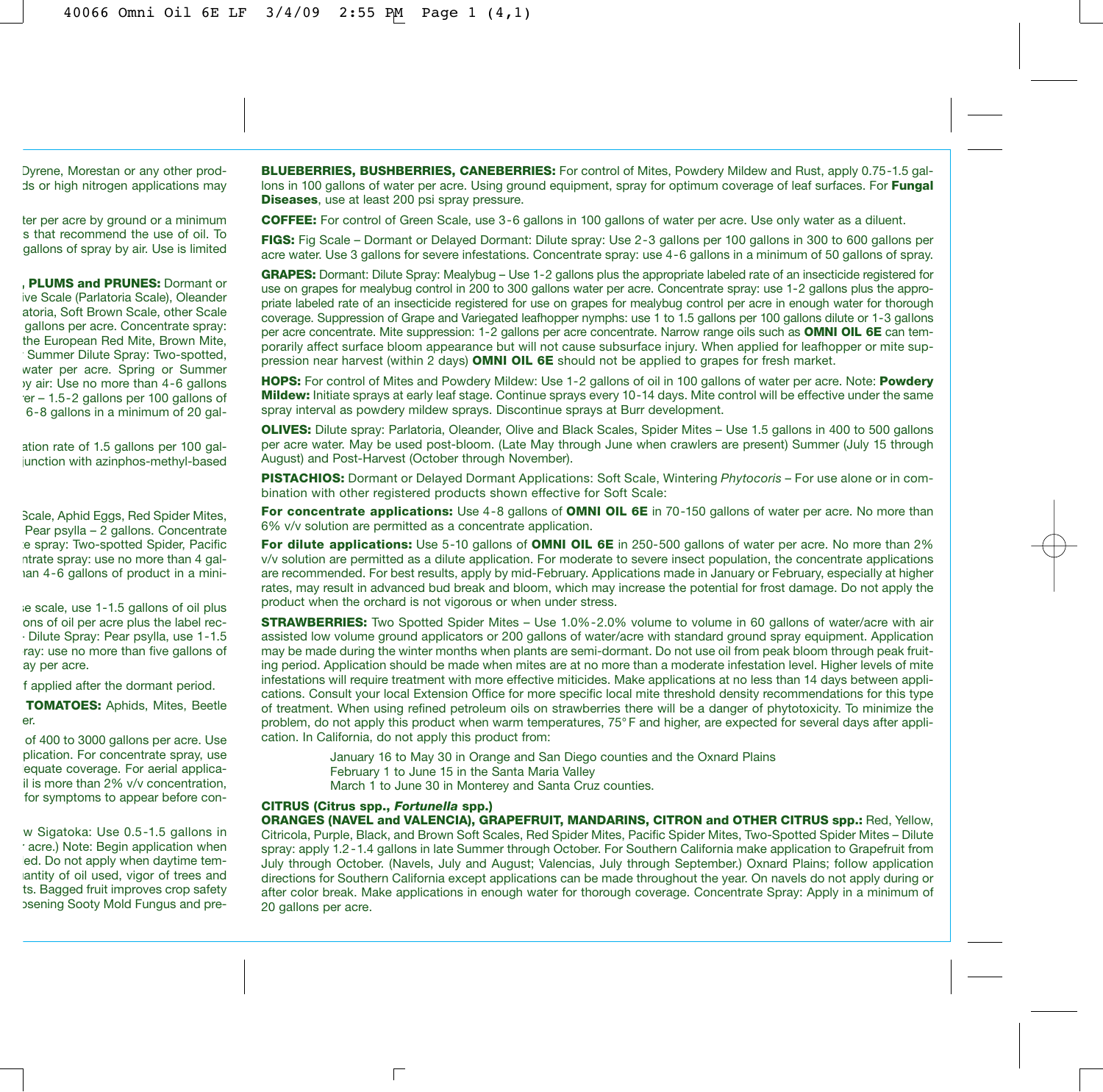Dyrene, Morestan or any other prod-
ds or high nitrogen applications may

ter per acre by ground or a minimum
s that recommend the use of oil. To
gallons of spray by air. Use is limited

**, PLUMS and PRUNES:** Dormant or
ive Scale (Parlatoria Scale), Oleander
atoria, Soft Brown Scale, other Scale
gallons per acre. Concentrate spray:
the European Red Mite, Brown Mite,
Summer Dilute Spray: Two-spotted,
water per acre. Spring or Summer
by air: Use no more than 4-6 gallons
er – 1.5-2 gallons per 100 gallons of
6-8 gallons in a minimum of 20 gal-

ation rate of 1.5 gallons per 100 gal-
junction with azinphos-methyl-based

Scale, Aphid Eggs, Red Spider Mites,
Pear psylla – 2 gallons. Concentrate
e spray: Two-spotted Spider, Pacific
ntrate spray: use no more than 4 gal-
han 4-6 gallons of product in a mini-

se scale, use 1-1.5 gallons of oil plus
ons of oil per acre plus the label rec-
Dilute Spray: Pear psylla, use 1-1.5
ray: use no more than five gallons of
ay per acre.

f applied after the dormant period.

**TOMATOES:** Aphids, Mites, Beetle
er.

of 400 to 3000 gallons per acre. Use
plication. For concentrate spray, use
equate coverage. For aerial applica-
il is more than 2% v/v concentration,
for symptoms to appear before con-

w Sigatoka: Use 0.5-1.5 gallons in
acre.) Note: Begin application when
ed. Do not apply when daytime tem-
antity of oil used, vigor of trees and
ts. Bagged fruit improves crop safety
osening Sooty Mold Fungus and pre-

**BLUEBERRIES, BUSHBERRIES, CANEBERRIES:** For control of Mites, Powdery Mildew and Rust, apply 0.75-1.5 gallons in 100 gallons of water per acre. Using ground equipment, spray for optimum coverage of leaf surfaces. For **Fungal Diseases**, use at least 200 psi spray pressure.

**COFFEE:** For control of Green Scale, use 3-6 gallons in 100 gallons of water per acre. Use only water as a diluent.

**FIGS:** Fig Scale – Dormant or Delayed Dormant: Dilute spray: Use 2-3 gallons per 100 gallons in 300 to 600 gallons per acre water. Use 3 gallons for severe infestations. Concentrate spray: use 4-6 gallons in a minimum of 50 gallons of spray.

**GRAPES:** Dormant: Dilute Spray: Mealybug – Use 1-2 gallons plus the appropriate labeled rate of an insecticide registered for use on grapes for mealybug control in 200 to 300 gallons water per acre. Concentrate spray: use 1-2 gallons plus the appropriate labeled rate of an insecticide registered for use on grapes for mealybug control per acre in enough water for thorough coverage. Suppression of Grape and Variegated leafhopper nymphs: use 1 to 1.5 gallons per 100 gallons dilute or 1-3 gallons per acre concentrate. Mite suppression: 1-2 gallons per acre concentrate. Narrow range oils such as **OMNI OIL 6E** can temporarily affect surface bloom appearance but will not cause subsurface injury. When applied for leafhopper or mite suppression near harvest (within 2 days) **OMNI OIL 6E** should not be applied to grapes for fresh market.

**HOPS:** For control of Mites and Powdery Mildew: Use 1-2 gallons of oil in 100 gallons of water per acre. Note: **Powdery Mildew:** Initiate sprays at early leaf stage. Continue sprays every 10-14 days. Mite control will be effective under the same spray interval as powdery mildew sprays. Discontinue sprays at Burr development.

**OLIVES:** Dilute spray: Parlatoria, Oleander, Olive and Black Scales, Spider Mites – Use 1.5 gallons in 400 to 500 gallons per acre water. May be used post-bloom. (Late May through June when crawlers are present) Summer (July 15 through August) and Post-Harvest (October through November).

**PISTACHIOS:** Dormant or Delayed Dormant Applications: Soft Scale, Wintering *Phytocoris* – For use alone or in combination with other registered products shown effective for Soft Scale:

**For concentrate applications:** Use 4-8 gallons of **OMNI OIL 6E** in 70-150 gallons of water per acre. No more than 6% v/v solution are permitted as a concentrate application.

**For dilute applications:** Use 5-10 gallons of **OMNI OIL 6E** in 250-500 gallons of water per acre. No more than 2% v/v solution are permitted as a dilute application. For moderate to severe insect population, the concentrate applications are recommended. For best results, apply by mid-February. Applications made in January or February, especially at higher rates, may result in advanced bud break and bloom, which may increase the potential for frost damage. Do not apply the product when the orchard is not vigorous or when under stress.

**STRAWBERRIES:** Two Spotted Spider Mites – Use 1.0%-2.0% volume to volume in 60 gallons of water/acre with air assisted low volume ground applicators or 200 gallons of water/acre with standard ground spray equipment. Application may be made during the winter months when plants are semi-dormant. Do not use oil from peak bloom through peak fruiting period. Application should be made when mites are at no more than a moderate infestation level. Higher levels of mite infestations will require treatment with more effective miticides. Make applications at no less than 14 days between applications. Consult your local Extension Office for more specific local mite threshold density recommendations for this type of treatment. When using refined petroleum oils on strawberries there will be a danger of phytotoxicity. To minimize the problem, do not apply this product when warm temperatures, 75° F and higher, are expected for several days after application. In California, do not apply this product from:

January 16 to May 30 in Orange and San Diego counties and the Oxnard Plains
February 1 to June 15 in the Santa Maria Valley
March 1 to June 30 in Monterey and Santa Cruz counties.

**CITRUS (Citrus spp., *Fortunella* spp.)**

**ORANGES (NAVEL and VALENCIA), GRAPEFRUIT, MANDARINS, CITRON and OTHER CITRUS spp.:** Red, Yellow, Citricola, Purple, Black, and Brown Soft Scales, Red Spider Mites, Pacific Spider Mites, Two-Spotted Spider Mites – Dilute spray: apply 1.2-1.4 gallons in late Summer through October. For Southern California make application to Grapefruit from July through October. (Navels, July and August; Valencias, July through September.) Oxnard Plains; follow application directions for Southern California except applications can be made throughout the year. On navels do not apply during or after color break. Make applications in enough water for thorough coverage. Concentrate Spray: Apply in a minimum of 20 gallons per acre.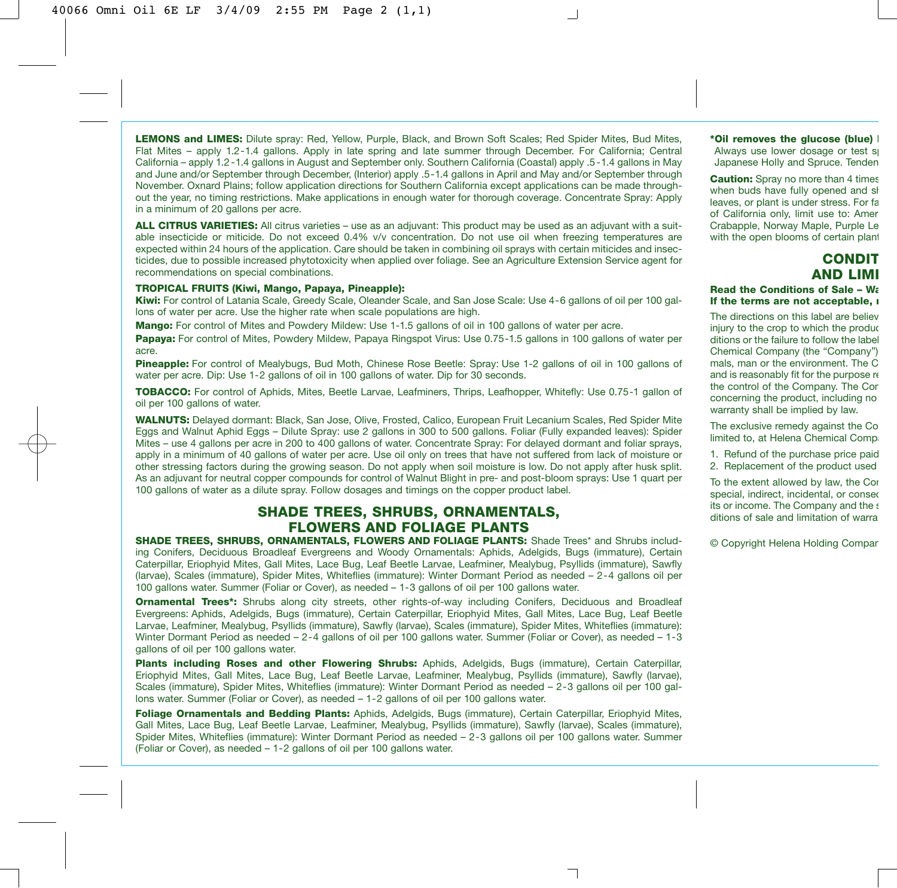**LEMONS and LIMES:** Dilute spray: Red, Yellow, Purple, Black, and Brown Soft Scales; Red Spider Mites, Bud Mites, Flat Mites – apply 1.2-1.4 gallons. Apply in late spring and late summer through December. For California; Central California – apply 1.2-1.4 gallons in August and September only. Southern California (Coastal) apply .5-1.4 gallons in May and June and/or September through December, (Interior) apply .5-1.4 gallons in April and May and/or September through November. Oxnard Plains; follow application directions for Southern California except applications can be made throughout the year, no timing restrictions. Make applications in enough water for thorough coverage. Concentrate Spray: Apply in a minimum of 20 gallons per acre.

**ALL CITRUS VARIETIES:** All citrus varieties – use as an adjuvant: This product may be used as an adjuvant with a suitable insecticide or miticide. Do not exceed 0.4% v/v concentration. Do not use oil when freezing temperatures are expected within 24 hours of the application. Care should be taken in combining oil sprays with certain miticides and insecticides, due to possible increased phytotoxicity when applied over foliage. See an Agriculture Extension Service agent for recommendations on special combinations.

**TROPICAL FRUITS (Kiwi, Mango, Papaya, Pineapple):**

**Kiwi:** For control of Latania Scale, Greedy Scale, Oleander Scale, and San Jose Scale: Use 4-6 gallons of oil per 100 gallons of water per acre. Use the higher rate when scale populations are high.

**Mango:** For control of Mites and Powdery Mildew: Use 1-1.5 gallons of oil in 100 gallons of water per acre.

**Papaya:** For control of Mites, Powdery Mildew, Papaya Ringspot Virus: Use 0.75-1.5 gallons in 100 gallons of water per acre.

**Pineapple:** For control of Mealybugs, Bud Moth, Chinese Rose Beetle: Spray: Use 1-2 gallons of oil in 100 gallons of water per acre. Dip: Use 1-2 gallons of oil in 100 gallons of water. Dip for 30 seconds.

**TOBACCO:** For control of Aphids, Mites, Beetle Larvae, Leafminers, Thrips, Leafhopper, Whitefly: Use 0.75-1 gallon of oil per 100 gallons of water.

**WALNUTS:** Delayed dormant: Black, San Jose, Olive, Frosted, Calico, European Fruit Lecanium Scales, Red Spider Mite Eggs and Walnut Aphid Eggs – Dilute Spray: use 2 gallons in 300 to 500 gallons. Foliar (Fully expanded leaves): Spider Mites – use 4 gallons per acre in 200 to 400 gallons of water. Concentrate Spray: For delayed dormant and foliar sprays, apply in a minimum of 40 gallons of water per acre. Use oil only on trees that have not suffered from lack of moisture or other stressing factors during the growing season. Do not apply when soil moisture is low. Do not apply after husk split. As an adjuvant for neutral copper compounds for control of Walnut Blight in pre- and post-bloom sprays: Use 1 quart per 100 gallons of water as a dilute spray. Follow dosages and timings on the copper product label.

## SHADE TREES, SHRUBS, ORNAMENTALS, FLOWERS AND FOLIAGE PLANTS

**SHADE TREES, SHRUBS, ORNAMENTALS, FLOWERS AND FOLIAGE PLANTS:** Shade Trees* and Shrubs including Conifers, Deciduous Broadleaf Evergreens and Woody Ornamentals: Aphids, Adelgids, Bugs (immature), Certain Caterpillar, Eriophyid Mites, Gall Mites, Lace Bug, Leaf Beetle Larvae, Leafminer, Mealybug, Psyllids (immature), Sawfly (larvae), Scales (immature), Spider Mites, Whiteflies (immature): Winter Dormant Period as needed – 2-4 gallons oil per 100 gallons water. Summer (Foliar or Cover), as needed – 1-3 gallons of oil per 100 gallons water.

**Ornamental Trees*:** Shrubs along city streets, other rights-of-way including Conifers, Deciduous and Broadleaf Evergreens: Aphids, Adelgids, Bugs (immature), Certain Caterpillar, Eriophyid Mites, Gall Mites, Lace Bug, Leaf Beetle Larvae, Leafminer, Mealybug, Psyllids (immature), Sawfly (larvae), Scales (immature), Spider Mites, Whiteflies (immature): Winter Dormant Period as needed – 2-4 gallons of oil per 100 gallons water. Summer (Foliar or Cover), as needed – 1-3 gallons of oil per 100 gallons water.

**Plants including Roses and other Flowering Shrubs:** Aphids, Adelgids, Bugs (immature), Certain Caterpillar, Eriophyid Mites, Gall Mites, Lace Bug, Leaf Beetle Larvae, Leafminer, Mealybug, Psyllids (immature), Sawfly (larvae), Scales (immature), Spider Mites, Whiteflies (immature): Winter Dormant Period as needed – 2-3 gallons oil per 100 gallons water. Summer (Foliar or Cover), as needed – 1-2 gallons of oil per 100 gallons water.

**Foliage Ornamentals and Bedding Plants:** Aphids, Adelgids, Bugs (immature), Certain Caterpillar, Eriophyid Mites, Gall Mites, Lace Bug, Leaf Beetle Larvae, Leafminer, Mealybug, Psyllids (immature), Sawfly (larvae), Scales (immature), Spider Mites, Whiteflies (immature): Winter Dormant Period as needed – 2-3 gallons oil per 100 gallons water. Summer (Foliar or Cover), as needed – 1-2 gallons of oil per 100 gallons water.

**\*Oil removes the glucose (blue)** I
Always use lower dosage or test s
Japanese Holly and Spruce. Tenden

**Caution:** Spray no more than 4 times
when buds have fully opened and sh
leaves, or plant is under stress. For fa
of California only, limit use to: Amer
Crabapple, Norway Maple, Purple Le
with the open blooms of certain plant

## CONDIT AND LIMI

**Read the Conditions of Sale – Wa**
**If the terms are not acceptable, r**

The directions on this label are believ
injury to the crop to which the produc
ditions or the failure to follow the label
Chemical Company (the "Company")
mals, man or the environment. The C
and is reasonably fit for the purpose re
the control of the Company. The Com
concerning the product, including no
warranty shall be implied by law.

The exclusive remedy against the Co
limited to, at Helena Chemical Compa

1. Refund of the purchase price paid
2. Replacement of the product used

To the extent allowed by law, the Com
special, indirect, incidental, or consec
its or income. The Company and the s
ditions of sale and limitation of warra

© Copyright Helena Holding Compar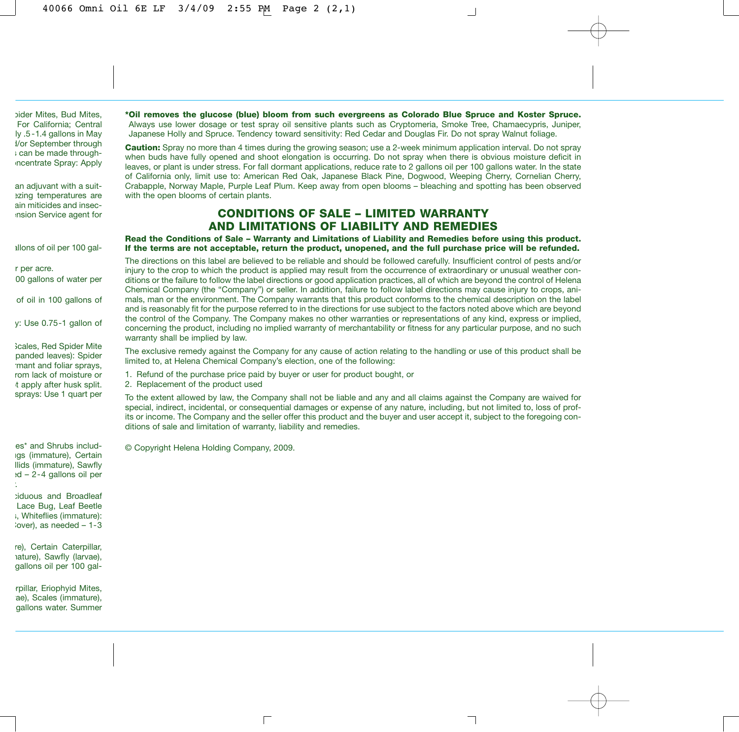ɔider Mites, Bud Mites,
For California; Central
ly .5-1.4 gallons in May
l/or September through
s can be made through-
ncentrate Spray: Apply

an adjuvant with a suit-
ezing temperatures are
ain miticides and insec-
ension Service agent for

allons of oil per 100 gal-

r per acre.
00 gallons of water per

of oil in 100 gallons of

y: Use 0.75-1 gallon of

Scales, Red Spider Mite
panded leaves): Spider
rmant and foliar sprays,
rom lack of moisture or
t apply after husk split.
sprays: Use 1 quart per

es* and Shrubs includ-
ıgs (immature), Certain
llids (immature), Sawfly
ed – 2-4 gallons oil per
:

ciduous and Broadleaf
Lace Bug, Leaf Beetle
s, Whiteflies (immature):
cover), as needed – 1-3

re), Certain Caterpillar,
nature), Sawfly (larvae),
gallons oil per 100 gal-

rpillar, Eriophyid Mites,
ae), Scales (immature),
gallons water. Summer

**\*Oil removes the glucose (blue) bloom from such evergreens as Colorado Blue Spruce and Koster Spruce.** Always use lower dosage or test spray oil sensitive plants such as Cryptomeria, Smoke Tree, Chamaecypris, Juniper, Japanese Holly and Spruce. Tendency toward sensitivity: Red Cedar and Douglas Fir. Do not spray Walnut foliage.

**Caution:** Spray no more than 4 times during the growing season; use a 2-week minimum application interval. Do not spray when buds have fully opened and shoot elongation is occurring. Do not spray when there is obvious moisture deficit in leaves, or plant is under stress. For fall dormant applications, reduce rate to 2 gallons oil per 100 gallons water. In the state of California only, limit use to: American Red Oak, Japanese Black Pine, Dogwood, Weeping Cherry, Cornelian Cherry, Crabapple, Norway Maple, Purple Leaf Plum. Keep away from open blooms – bleaching and spotting has been observed with the open blooms of certain plants.

## CONDITIONS OF SALE – LIMITED WARRANTY AND LIMITATIONS OF LIABILITY AND REMEDIES

**Read the Conditions of Sale – Warranty and Limitations of Liability and Remedies before using this product. If the terms are not acceptable, return the product, unopened, and the full purchase price will be refunded.**

The directions on this label are believed to be reliable and should be followed carefully. Insufficient control of pests and/or injury to the crop to which the product is applied may result from the occurrence of extraordinary or unusual weather conditions or the failure to follow the label directions or good application practices, all of which are beyond the control of Helena Chemical Company (the "Company") or seller. In addition, failure to follow label directions may cause injury to crops, animals, man or the environment. The Company warrants that this product conforms to the chemical description on the label and is reasonably fit for the purpose referred to in the directions for use subject to the factors noted above which are beyond the control of the Company. The Company makes no other warranties or representations of any kind, express or implied, concerning the product, including no implied warranty of merchantability or fitness for any particular purpose, and no such warranty shall be implied by law.

The exclusive remedy against the Company for any cause of action relating to the handling or use of this product shall be limited to, at Helena Chemical Company's election, one of the following:

1. Refund of the purchase price paid by buyer or user for product bought, or
2. Replacement of the product used

To the extent allowed by law, the Company shall not be liable and any and all claims against the Company are waived for special, indirect, incidental, or consequential damages or expense of any nature, including, but not limited to, loss of profits or income. The Company and the seller offer this product and the buyer and user accept it, subject to the foregoing conditions of sale and limitation of warranty, liability and remedies.

© Copyright Helena Holding Company, 2009.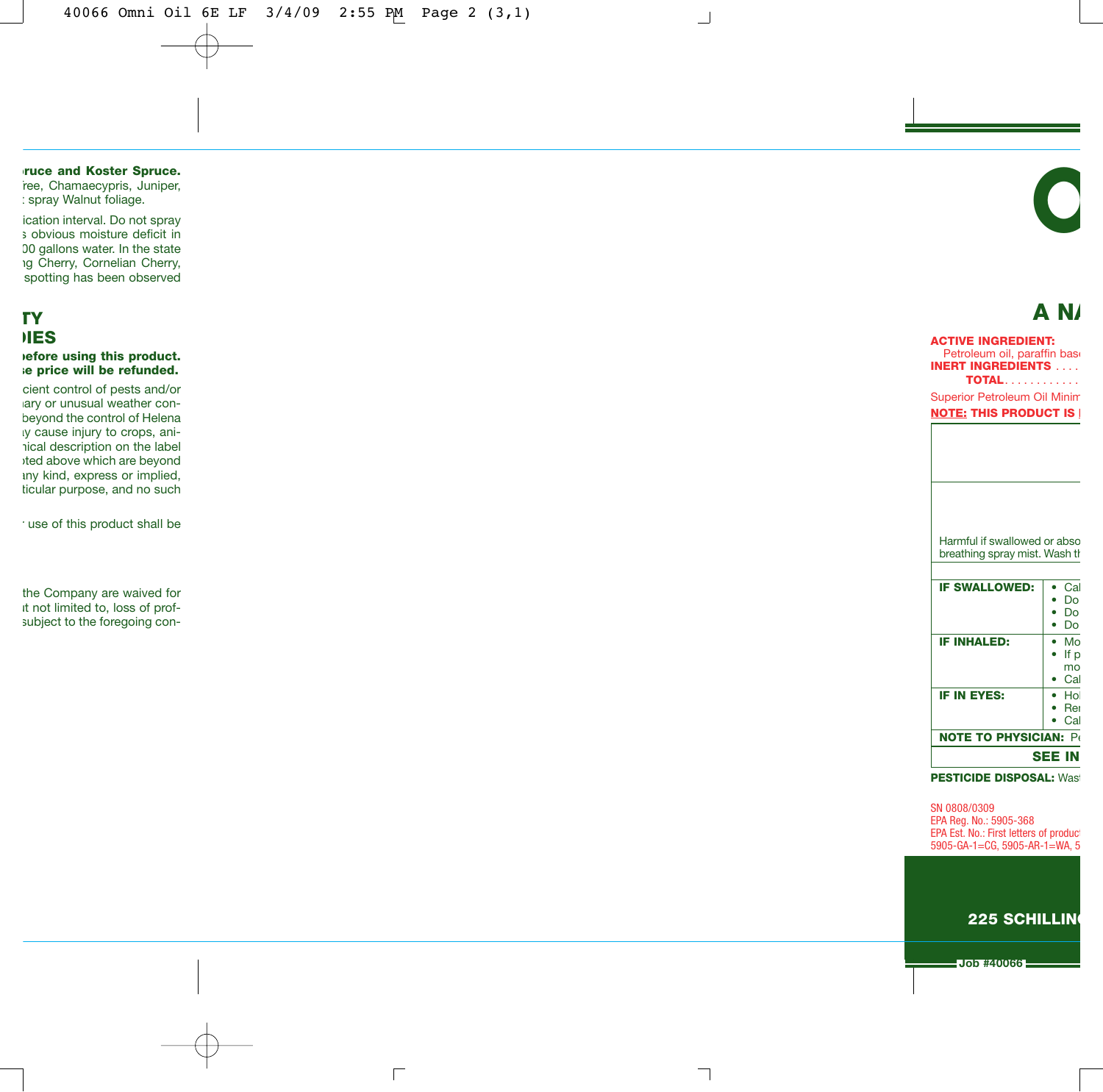**ruce and Koster Spruce.** ree, Chamaecypris, Juniper, spray Walnut foliage.

ication interval. Do not spray s obvious moisture deficit in 00 gallons water. In the state ig Cherry, Cornelian Cherry, spotting has been observed

## TY
## IES

**efore using this product.** **e price will be refunded.**

cient control of pests and/or ary or unusual weather con- beyond the control of Helena y cause injury to crops, ani- ical description on the label ted above which are beyond any kind, express or implied, ticular purpose, and no such

use of this product shall be

the Company are waived for t not limited to, loss of prof- subject to the foregoing con-

# O

## A NA

**ACTIVE INGREDIENT:**
Petroleum oil, paraffin bas
**INERT INGREDIENTS** . . . .
**TOTAL** . . . . . . . . . . . .

Superior Petroleum Oil Minim

**NOTE: THIS PRODUCT IS**

Harmful if swallowed or abso breathing spray mist. Wash th

| | |
|---|---|
| **IF SWALLOWED:** | • Cal<br>• Do<br>• Do<br>• Do |
| **IF INHALED:** | • Mo<br>• If p mo<br>• Cal |
| **IF IN EYES:** | • Hol<br>• Rer<br>• Cal |
| **NOTE TO PHYSICIAN:** Pe | |

**SEE IN**

**PESTICIDE DISPOSAL:** Was

SN 0808/0309
EPA Reg. No.: 5905-368
EPA Est. No.: First letters of product
5905-GA-1=CG, 5905-AR-1=WA, 5

**225 SCHILLIN**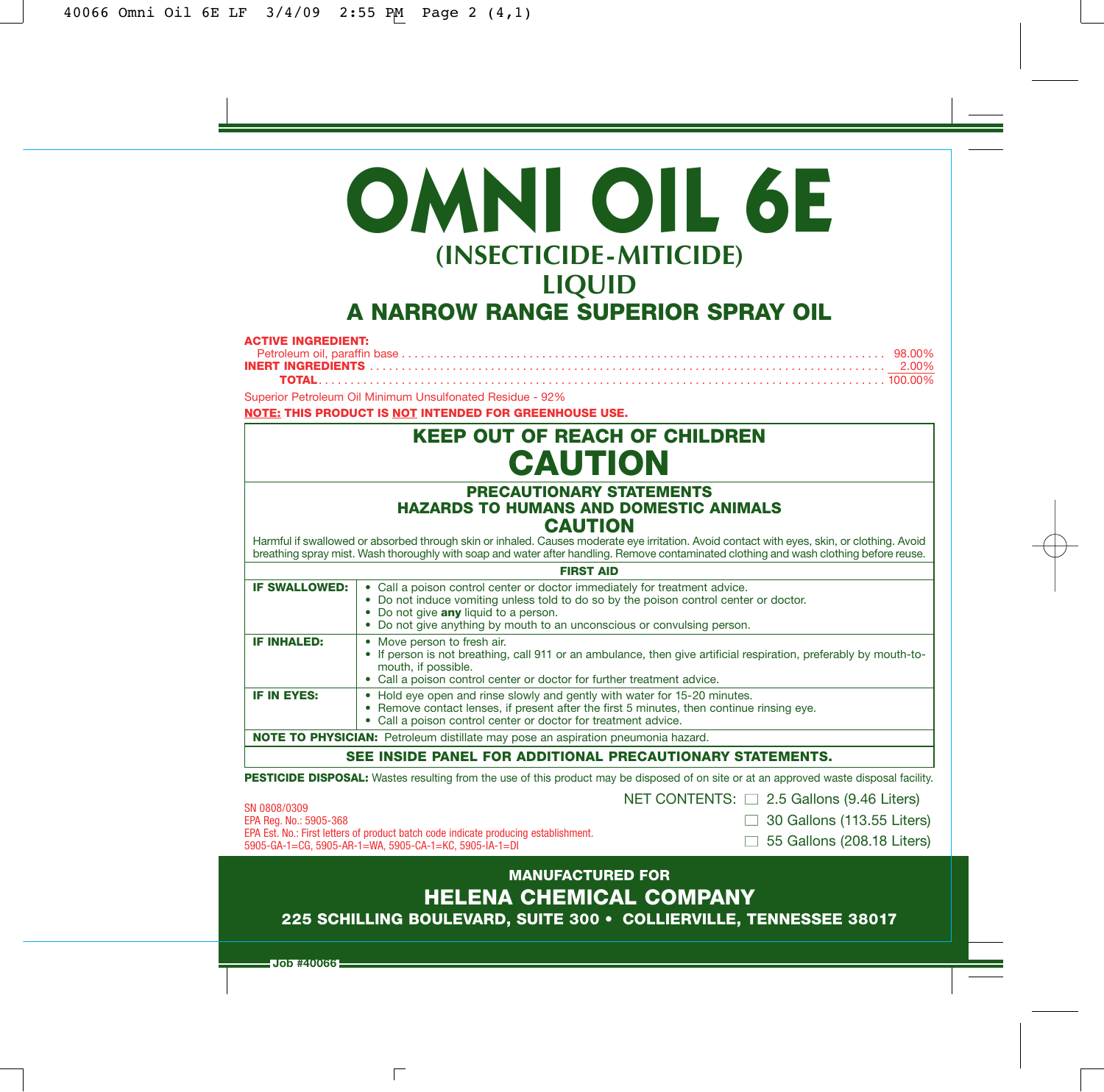# OMNI OIL 6E

## (INSECTICIDE-MITICIDE)

## LIQUID

## A NARROW RANGE SUPERIOR SPRAY OIL

**ACTIVE INGREDIENT:**

| | |
|---|---|
| Petroleum oil, paraffin base | 98.00% |
| **INERT INGREDIENTS** | 2.00% |
| **TOTAL** | 100.00% |

Superior Petroleum Oil Minimum Unsulfonated Residue - 92%

**NOTE: THIS PRODUCT IS NOT INTENDED FOR GREENHOUSE USE.**

## KEEP OUT OF REACH OF CHILDREN

# CAUTION

### PRECAUTIONARY STATEMENTS

### HAZARDS TO HUMANS AND DOMESTIC ANIMALS

### CAUTION

Harmful if swallowed or absorbed through skin or inhaled. Causes moderate eye irritation. Avoid contact with eyes, skin, or clothing. Avoid breathing spray mist. Wash thoroughly with soap and water after handling. Remove contaminated clothing and wash clothing before reuse.

**FIRST AID**

| | |
|---|---|
| **IF SWALLOWED:** | • Call a poison control center or doctor immediately for treatment advice.<br>• Do not induce vomiting unless told to do so by the poison control center or doctor.<br>• Do not give **any** liquid to a person.<br>• Do not give anything by mouth to an unconscious or convulsing person. |
| **IF INHALED:** | • Move person to fresh air.<br>• If person is not breathing, call 911 or an ambulance, then give artificial respiration, preferably by mouth-to-mouth, if possible.<br>• Call a poison control center or doctor for further treatment advice. |
| **IF IN EYES:** | • Hold eye open and rinse slowly and gently with water for 15-20 minutes.<br>• Remove contact lenses, if present after the first 5 minutes, then continue rinsing eye.<br>• Call a poison control center or doctor for treatment advice. |

**NOTE TO PHYSICIAN:** Petroleum distillate may pose an aspiration pneumonia hazard.

**SEE INSIDE PANEL FOR ADDITIONAL PRECAUTIONARY STATEMENTS.**

**PESTICIDE DISPOSAL:** Wastes resulting from the use of this product may be disposed of on site or at an approved waste disposal facility.

SN 0808/0309
EPA Reg. No.: 5905-368
EPA Est. No.: First letters of product batch code indicate producing establishment.
5905-GA-1=CG, 5905-AR-1=WA, 5905-CA-1=KC, 5905-IA-1=DI

NET CONTENTS:
☐ 2.5 Gallons (9.46 Liters)
☐ 30 Gallons (113.55 Liters)
☐ 55 Gallons (208.18 Liters)

**MANUFACTURED FOR**
**HELENA CHEMICAL COMPANY**
**225 SCHILLING BOULEVARD, SUITE 300 • COLLIERVILLE, TENNESSEE 38017**